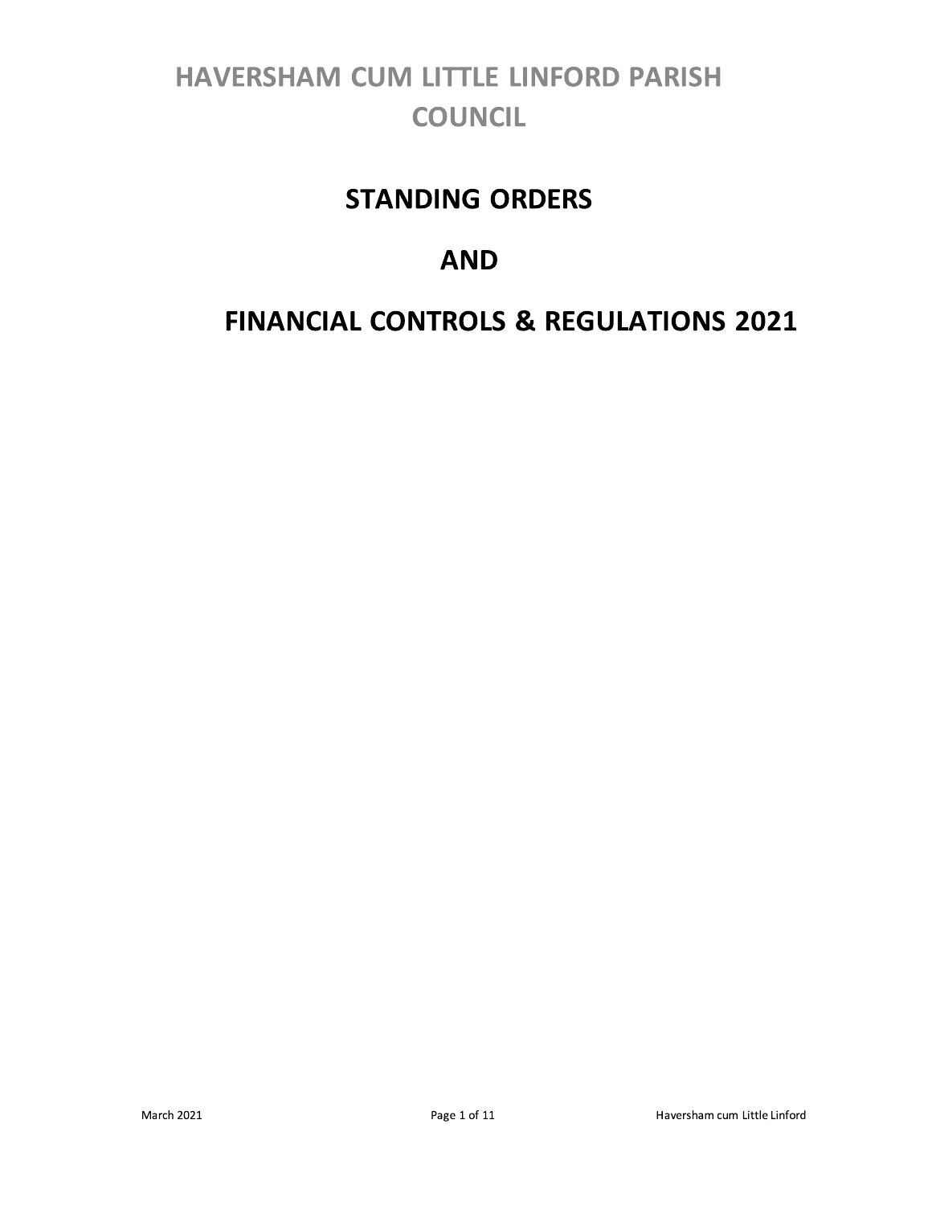# HAVERSHAM CUM LITTLE LINFORD PARISH COUNCIL

## STANDING ORDERS

## AND

## FINANCIAL CONTROLS & REGULATIONS 2021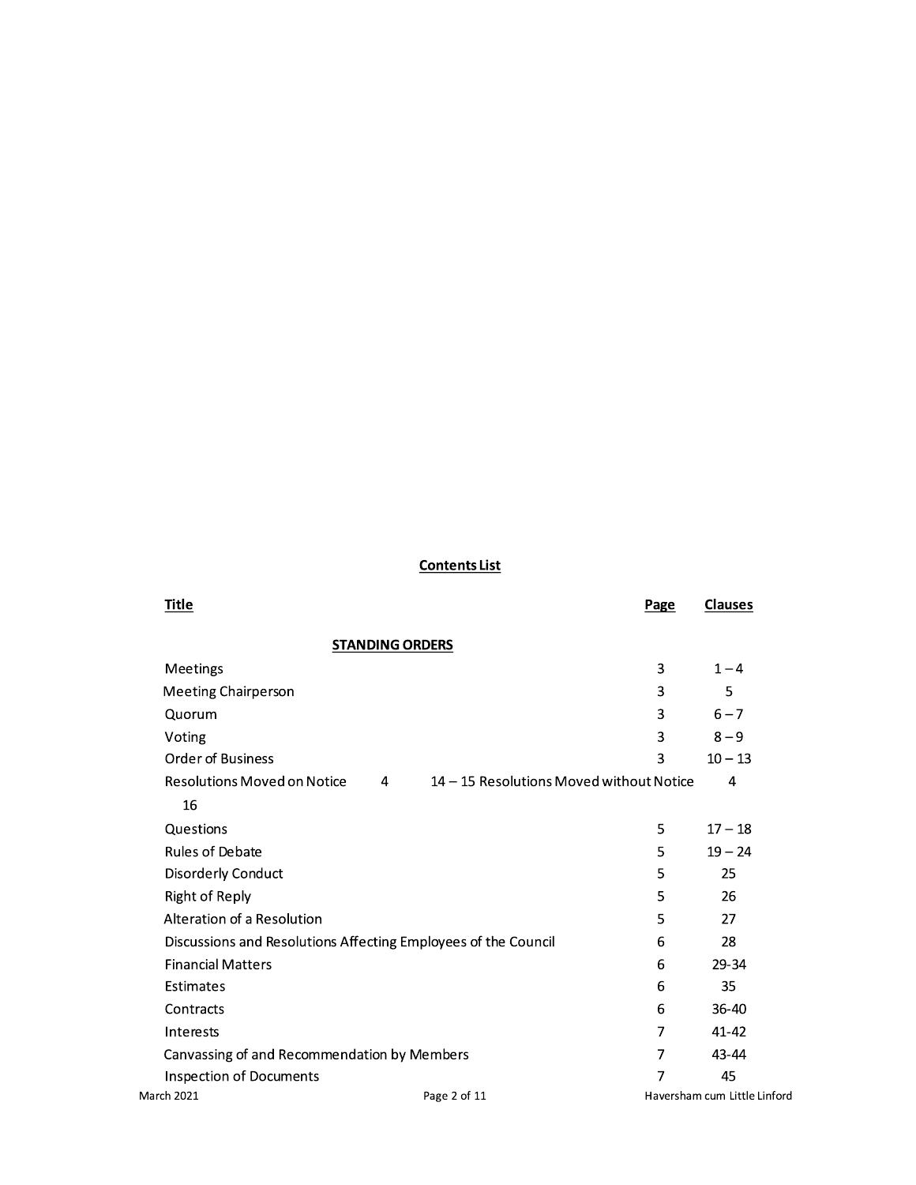## Contents List

| Title | Page | Clauses |
|---|---|---|
| **STANDING ORDERS** | | |
| Meetings | 3 | 1 – 4 |
| Meeting Chairperson | 3 | 5 |
| Quorum | 3 | 6 – 7 |
| Voting | 3 | 8 – 9 |
| Order of Business | 3 | 10 – 13 |
| Resolutions Moved on Notice | 4 | 14 – 15 |
| Resolutions Moved without Notice | 4 | 16 |
| Questions | 5 | 17 – 18 |
| Rules of Debate | 5 | 19 – 24 |
| Disorderly Conduct | 5 | 25 |
| Right of Reply | 5 | 26 |
| Alteration of a Resolution | 5 | 27 |
| Discussions and Resolutions Affecting Employees of the Council | 6 | 28 |
| Financial Matters | 6 | 29-34 |
| Estimates | 6 | 35 |
| Contracts | 6 | 36-40 |
| Interests | 7 | 41-42 |
| Canvassing of and Recommendation by Members | 7 | 43-44 |
| Inspection of Documents | 7 | 45 |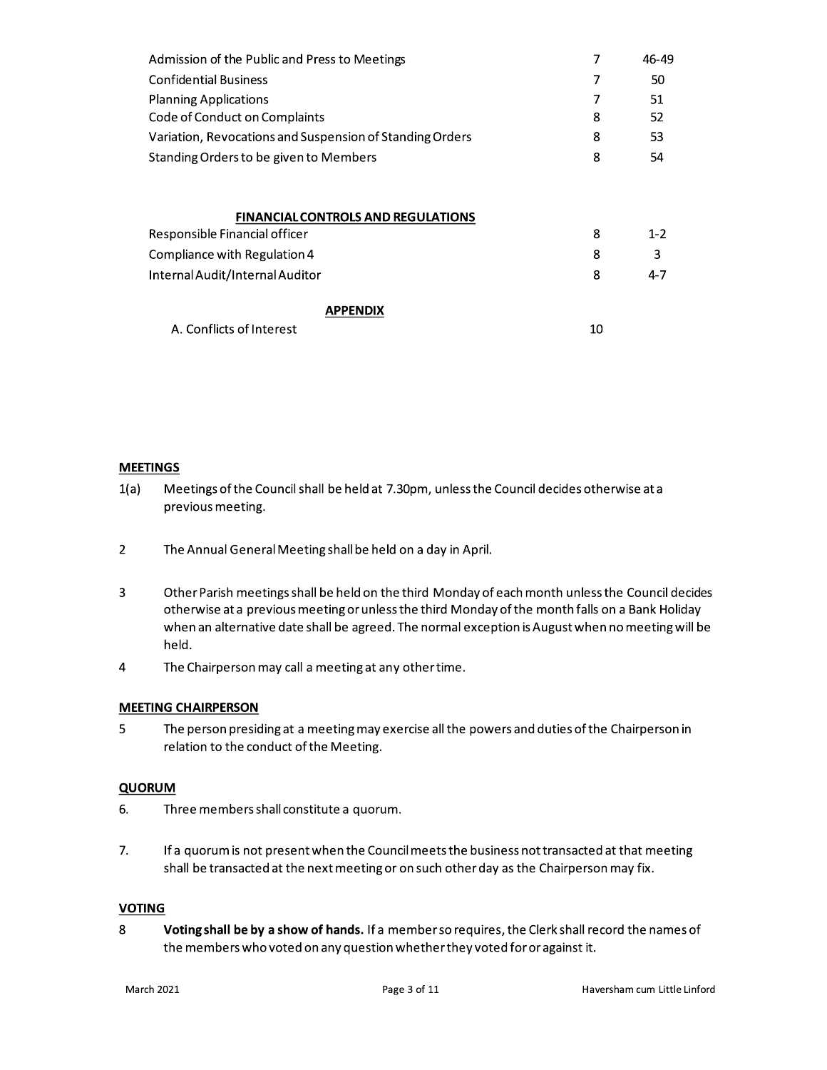| | | |
|---|---|---|
| Admission of the Public and Press to Meetings | 7 | 46-49 |
| Confidential Business | 7 | 50 |
| Planning Applications | 7 | 51 |
| Code of Conduct on Complaints | 8 | 52 |
| Variation, Revocations and Suspension of Standing Orders | 8 | 53 |
| Standing Orders to be given to Members | 8 | 54 |

**FINANCIAL CONTROLS AND REGULATIONS**

| | | |
|---|---|---|
| Responsible Financial officer | 8 | 1-2 |
| Compliance with Regulation 4 | 8 | 3 |
| Internal Audit/Internal Auditor | 8 | 4-7 |

**APPENDIX**

| | |
|---|---|
| A. Conflicts of Interest | 10 |

**MEETINGS**

1(a) Meetings of the Council shall be held at 7.30pm, unless the Council decides otherwise at a previous meeting.

2 The Annual General Meeting shall be held on a day in April.

3 Other Parish meetings shall be held on the third Monday of each month unless the Council decides otherwise at a previous meeting or unless the third Monday of the month falls on a Bank Holiday when an alternative date shall be agreed. The normal exception is August when no meeting will be held.

4 The Chairperson may call a meeting at any other time.

**MEETING CHAIRPERSON**

5 The person presiding at a meeting may exercise all the powers and duties of the Chairperson in relation to the conduct of the Meeting.

**QUORUM**

6. Three members shall constitute a quorum.

7. If a quorum is not present when the Council meets the business not transacted at that meeting shall be transacted at the next meeting or on such other day as the Chairperson may fix.

**VOTING**

8 **Voting shall be by a show of hands.** If a member so requires, the Clerk shall record the names of the members who voted on any question whether they voted for or against it.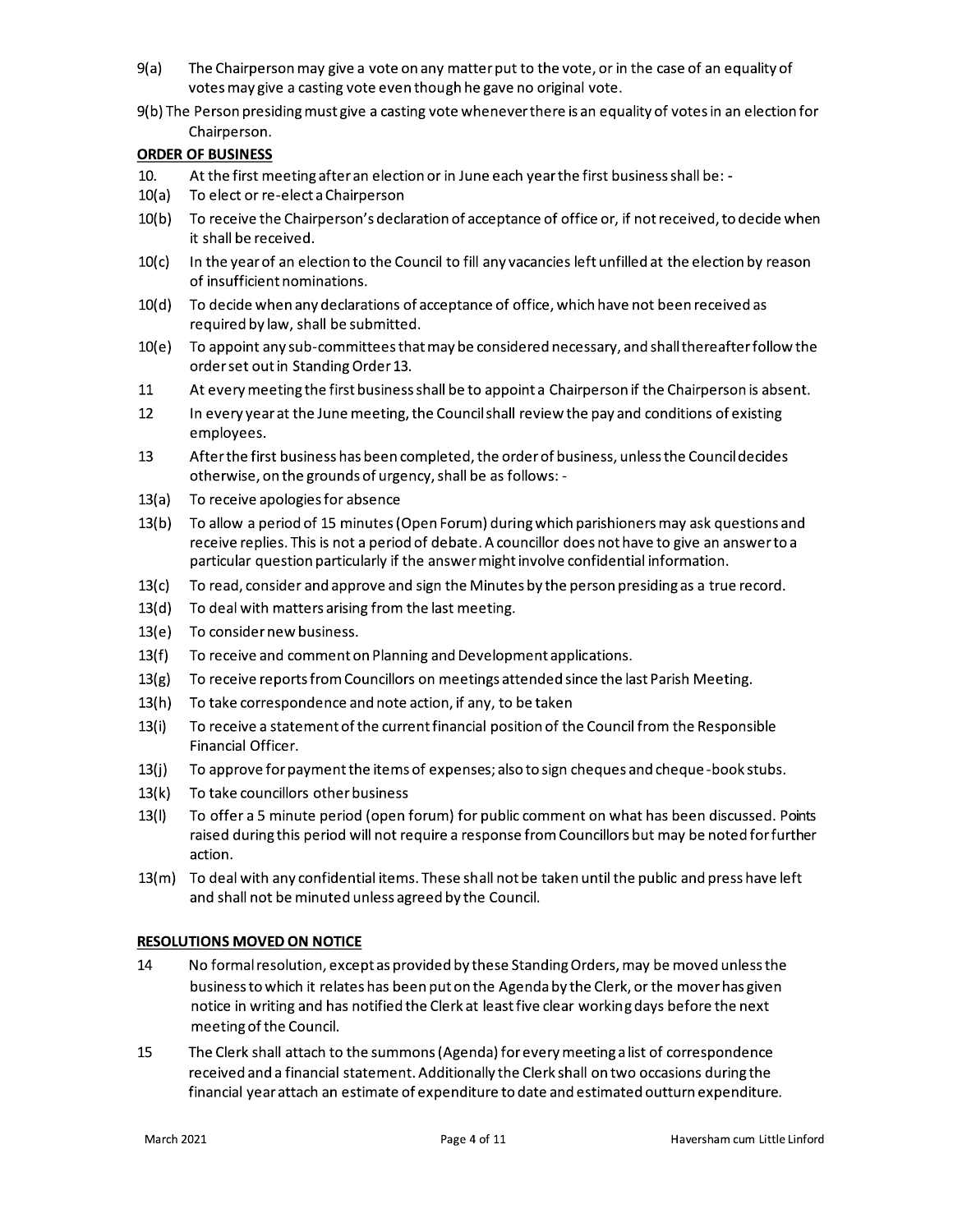9(a) The Chairperson may give a vote on any matter put to the vote, or in the case of an equality of votes may give a casting vote even though he gave no original vote.

9(b) The Person presiding must give a casting vote whenever there is an equality of votes in an election for Chairperson.

**ORDER OF BUSINESS**

10. At the first meeting after an election or in June each year the first business shall be: -

10(a) To elect or re-elect a Chairperson

10(b) To receive the Chairperson's declaration of acceptance of office or, if not received, to decide when it shall be received.

10(c) In the year of an election to the Council to fill any vacancies left unfilled at the election by reason of insufficient nominations.

10(d) To decide when any declarations of acceptance of office, which have not been received as required by law, shall be submitted.

10(e) To appoint any sub-committees that may be considered necessary, and shall thereafter follow the order set out in Standing Order 13.

11 At every meeting the first business shall be to appoint a Chairperson if the Chairperson is absent.

12 In every year at the June meeting, the Council shall review the pay and conditions of existing employees.

13 After the first business has been completed, the order of business, unless the Council decides otherwise, on the grounds of urgency, shall be as follows: -

13(a) To receive apologies for absence

13(b) To allow a period of 15 minutes (Open Forum) during which parishioners may ask questions and receive replies. This is not a period of debate. A councillor does not have to give an answer to a particular question particularly if the answer might involve confidential information.

13(c) To read, consider and approve and sign the Minutes by the person presiding as a true record.

13(d) To deal with matters arising from the last meeting.

13(e) To consider new business.

13(f) To receive and comment on Planning and Development applications.

13(g) To receive reports from Councillors on meetings attended since the last Parish Meeting.

13(h) To take correspondence and note action, if any, to be taken

13(i) To receive a statement of the current financial position of the Council from the Responsible Financial Officer.

13(j) To approve for payment the items of expenses; also to sign cheques and cheque-book stubs.

13(k) To take councillors other business

13(l) To offer a 5 minute period (open forum) for public comment on what has been discussed. Points raised during this period will not require a response from Councillors but may be noted for further action.

13(m) To deal with any confidential items. These shall not be taken until the public and press have left and shall not be minuted unless agreed by the Council.

**RESOLUTIONS MOVED ON NOTICE**

14 No formal resolution, except as provided by these Standing Orders, may be moved unless the business to which it relates has been put on the Agenda by the Clerk, or the mover has given notice in writing and has notified the Clerk at least five clear working days before the next meeting of the Council.

15 The Clerk shall attach to the summons (Agenda) for every meeting a list of correspondence received and a financial statement. Additionally the Clerk shall on two occasions during the financial year attach an estimate of expenditure to date and estimated outturn expenditure.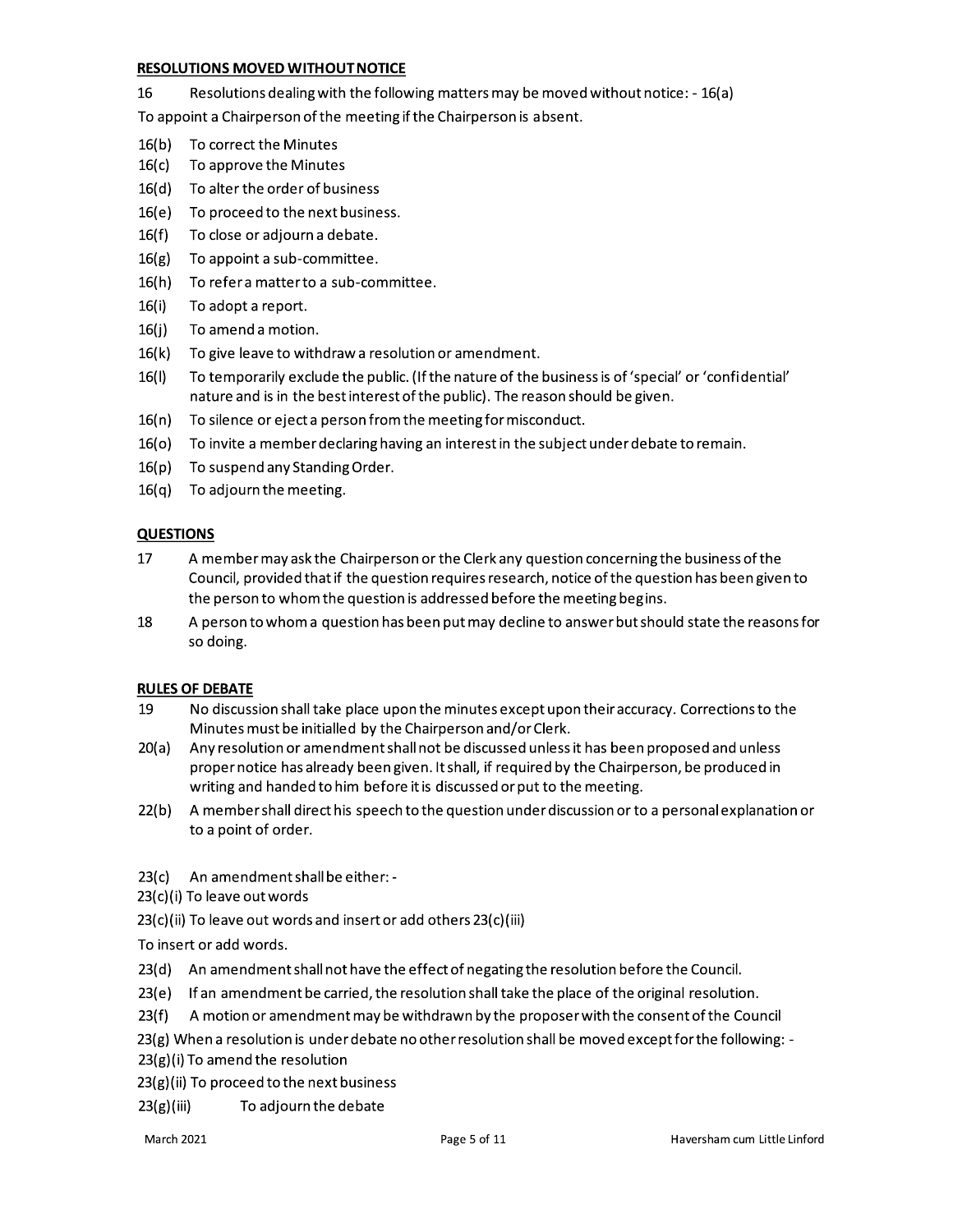**RESOLUTIONS MOVED WITHOUT NOTICE**

16 Resolutions dealing with the following matters may be moved without notice: - 16(a) To appoint a Chairperson of the meeting if the Chairperson is absent.

16(b) To correct the Minutes

16(c) To approve the Minutes

16(d) To alter the order of business

16(e) To proceed to the next business.

16(f) To close or adjourn a debate.

16(g) To appoint a sub-committee.

16(h) To refer a matter to a sub-committee.

16(i) To adopt a report.

16(j) To amend a motion.

16(k) To give leave to withdraw a resolution or amendment.

16(l) To temporarily exclude the public. (If the nature of the business is of 'special' or 'confidential' nature and is in the best interest of the public). The reason should be given.

16(n) To silence or eject a person from the meeting for misconduct.

16(o) To invite a member declaring having an interest in the subject under debate to remain.

16(p) To suspend any Standing Order.

16(q) To adjourn the meeting.

**QUESTIONS**

17 A member may ask the Chairperson or the Clerk any question concerning the business of the Council, provided that if the question requires research, notice of the question has been given to the person to whom the question is addressed before the meeting begins.

18 A person to whom a question has been put may decline to answer but should state the reasons for so doing.

**RULES OF DEBATE**

19 No discussion shall take place upon the minutes except upon their accuracy. Corrections to the Minutes must be initialled by the Chairperson and/or Clerk.

20(a) Any resolution or amendment shall not be discussed unless it has been proposed and unless proper notice has already been given. It shall, if required by the Chairperson, be produced in writing and handed to him before it is discussed or put to the meeting.

22(b) A member shall direct his speech to the question under discussion or to a personal explanation or to a point of order.

23(c) An amendment shall be either: -

23(c)(i) To leave out words

23(c)(ii) To leave out words and insert or add others 23(c)(iii) To insert or add words.

23(d) An amendment shall not have the effect of negating the resolution before the Council.

23(e) If an amendment be carried, the resolution shall take the place of the original resolution.

23(f) A motion or amendment may be withdrawn by the proposer with the consent of the Council

23(g) When a resolution is under debate no other resolution shall be moved except for the following: -

23(g)(i) To amend the resolution

23(g)(ii) To proceed to the next business

23(g)(iii) To adjourn the debate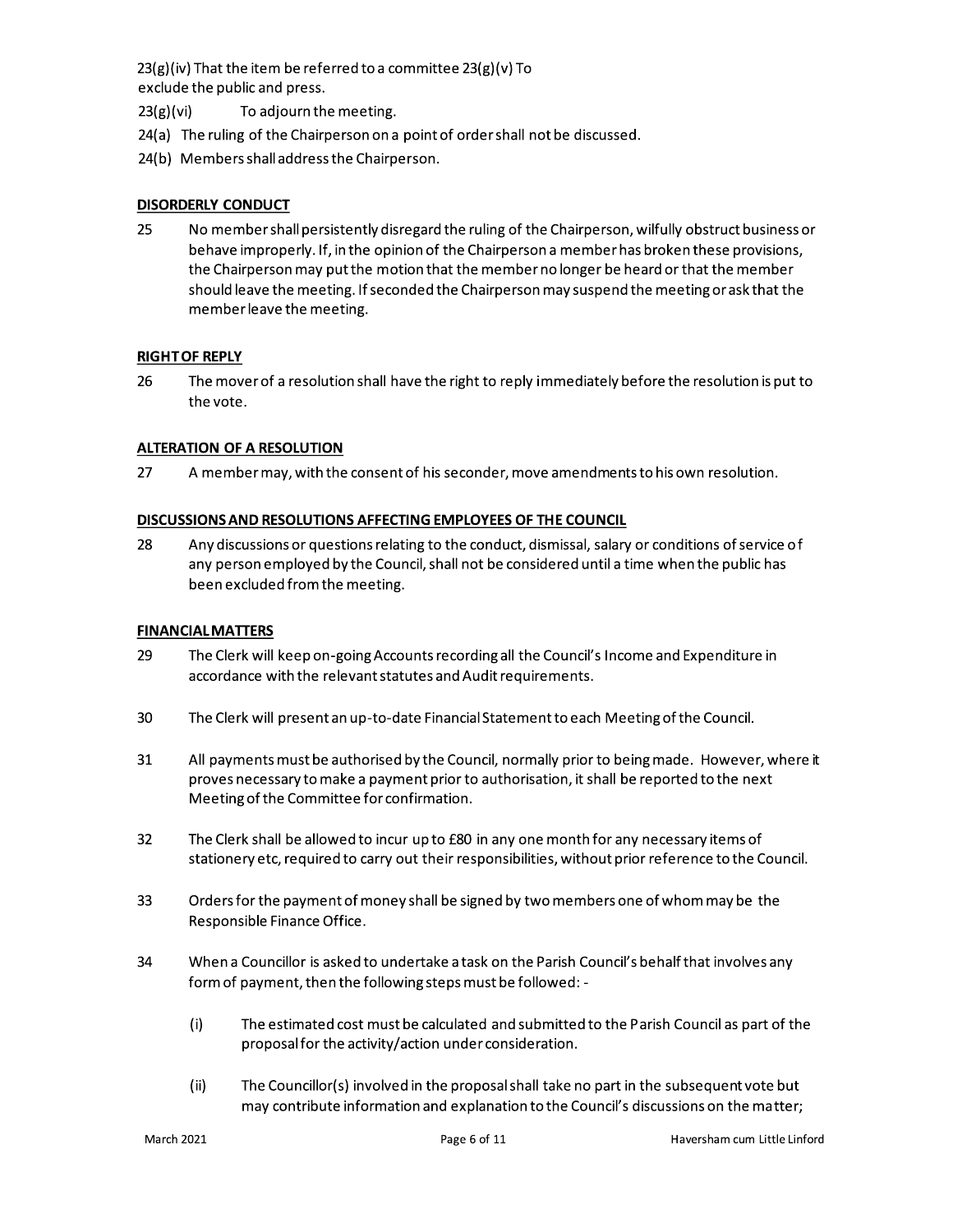23(g)(iv) That the item be referred to a committee 23(g)(v) To exclude the public and press.

23(g)(vi) To adjourn the meeting.

24(a) The ruling of the Chairperson on a point of order shall not be discussed.

24(b) Members shall address the Chairperson.

**DISORDERLY CONDUCT**

25 No member shall persistently disregard the ruling of the Chairperson, wilfully obstruct business or behave improperly. If, in the opinion of the Chairperson a member has broken these provisions, the Chairperson may put the motion that the member no longer be heard or that the member should leave the meeting. If seconded the Chairperson may suspend the meeting or ask that the member leave the meeting.

**RIGHT OF REPLY**

26 The mover of a resolution shall have the right to reply immediately before the resolution is put to the vote.

**ALTERATION OF A RESOLUTION**

27 A member may, with the consent of his seconder, move amendments to his own resolution.

**DISCUSSIONS AND RESOLUTIONS AFFECTING EMPLOYEES OF THE COUNCIL**

28 Any discussions or questions relating to the conduct, dismissal, salary or conditions of service of any person employed by the Council, shall not be considered until a time when the public has been excluded from the meeting.

**FINANCIAL MATTERS**

29 The Clerk will keep on-going Accounts recording all the Council's Income and Expenditure in accordance with the relevant statutes and Audit requirements.

30 The Clerk will present an up-to-date Financial Statement to each Meeting of the Council.

31 All payments must be authorised by the Council, normally prior to being made. However, where it proves necessary to make a payment prior to authorisation, it shall be reported to the next Meeting of the Committee for confirmation.

32 The Clerk shall be allowed to incur up to £80 in any one month for any necessary items of stationery etc, required to carry out their responsibilities, without prior reference to the Council.

33 Orders for the payment of money shall be signed by two members one of whom may be the Responsible Finance Office.

34 When a Councillor is asked to undertake a task on the Parish Council's behalf that involves any form of payment, then the following steps must be followed: -

(i) The estimated cost must be calculated and submitted to the Parish Council as part of the proposal for the activity/action under consideration.

(ii) The Councillor(s) involved in the proposal shall take no part in the subsequent vote but may contribute information and explanation to the Council's discussions on the matter;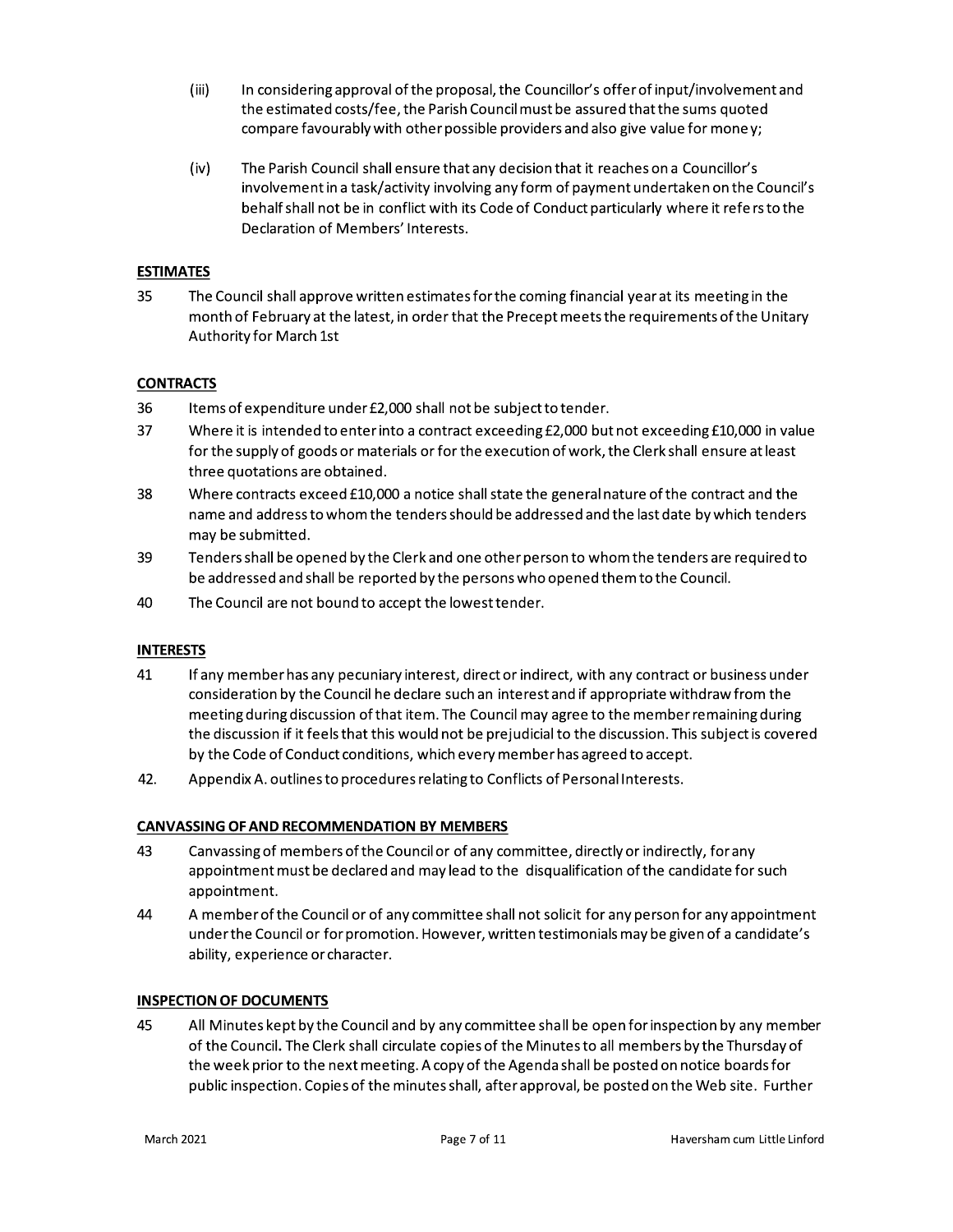(iii) In considering approval of the proposal, the Councillor's offer of input/involvement and the estimated costs/fee, the Parish Council must be assured that the sums quoted compare favourably with other possible providers and also give value for money;

(iv) The Parish Council shall ensure that any decision that it reaches on a Councillor's involvement in a task/activity involving any form of payment undertaken on the Council's behalf shall not be in conflict with its Code of Conduct particularly where it refers to the Declaration of Members' Interests.

**ESTIMATES**

35 The Council shall approve written estimates for the coming financial year at its meeting in the month of February at the latest, in order that the Precept meets the requirements of the Unitary Authority for March 1st

**CONTRACTS**

36 Items of expenditure under £2,000 shall not be subject to tender.

37 Where it is intended to enter into a contract exceeding £2,000 but not exceeding £10,000 in value for the supply of goods or materials or for the execution of work, the Clerk shall ensure at least three quotations are obtained.

38 Where contracts exceed £10,000 a notice shall state the general nature of the contract and the name and address to whom the tenders should be addressed and the last date by which tenders may be submitted.

39 Tenders shall be opened by the Clerk and one other person to whom the tenders are required to be addressed and shall be reported by the persons who opened them to the Council.

40 The Council are not bound to accept the lowest tender.

**INTERESTS**

41 If any member has any pecuniary interest, direct or indirect, with any contract or business under consideration by the Council he declare such an interest and if appropriate withdraw from the meeting during discussion of that item. The Council may agree to the member remaining during the discussion if it feels that this would not be prejudicial to the discussion. This subject is covered by the Code of Conduct conditions, which every member has agreed to accept.

42. Appendix A. outlines to procedures relating to Conflicts of Personal Interests.

**CANVASSING OF AND RECOMMENDATION BY MEMBERS**

43 Canvassing of members of the Council or of any committee, directly or indirectly, for any appointment must be declared and may lead to the disqualification of the candidate for such appointment.

44 A member of the Council or of any committee shall not solicit for any person for any appointment under the Council or for promotion. However, written testimonials may be given of a candidate's ability, experience or character.

**INSPECTION OF DOCUMENTS**

45 All Minutes kept by the Council and by any committee shall be open for inspection by any member of the Council. The Clerk shall circulate copies of the Minutes to all members by the Thursday of the week prior to the next meeting. A copy of the Agenda shall be posted on notice boards for public inspection. Copies of the minutes shall, after approval, be posted on the Web site. Further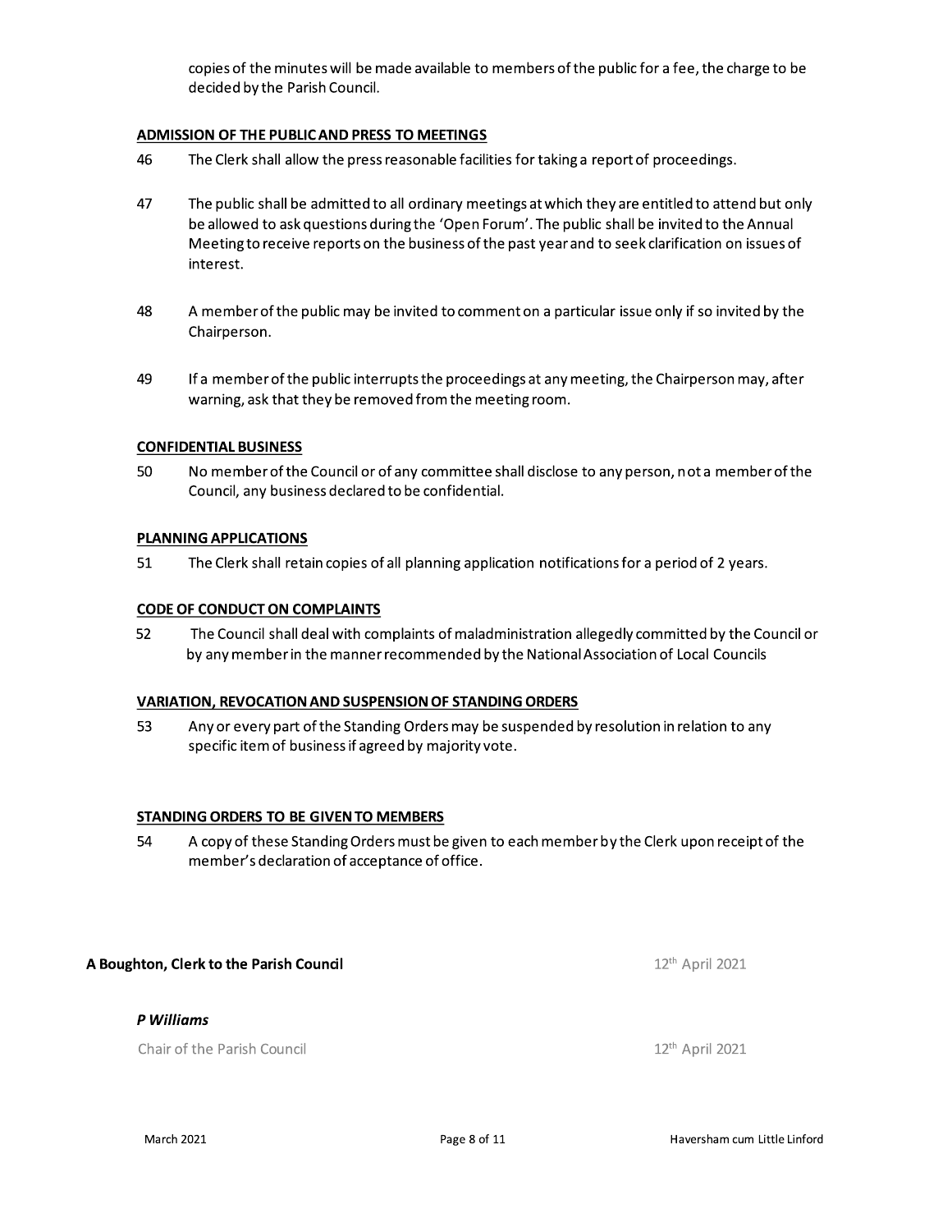copies of the minutes will be made available to members of the public for a fee, the charge to be decided by the Parish Council.

## ADMISSION OF THE PUBLIC AND PRESS TO MEETINGS

46 The Clerk shall allow the press reasonable facilities for taking a report of proceedings.

47 The public shall be admitted to all ordinary meetings at which they are entitled to attend but only be allowed to ask questions during the 'Open Forum'. The public shall be invited to the Annual Meeting to receive reports on the business of the past year and to seek clarification on issues of interest.

48 A member of the public may be invited to comment on a particular issue only if so invited by the Chairperson.

49 If a member of the public interrupts the proceedings at any meeting, the Chairperson may, after warning, ask that they be removed from the meeting room.

## CONFIDENTIAL BUSINESS

50 No member of the Council or of any committee shall disclose to any person, not a member of the Council, any business declared to be confidential.

## PLANNING APPLICATIONS

51 The Clerk shall retain copies of all planning application notifications for a period of 2 years.

## CODE OF CONDUCT ON COMPLAINTS

52 The Council shall deal with complaints of maladministration allegedly committed by the Council or by any member in the manner recommended by the National Association of Local Councils

## VARIATION, REVOCATION AND SUSPENSION OF STANDING ORDERS

53 Any or every part of the Standing Orders may be suspended by resolution in relation to any specific item of business if agreed by majority vote.

## STANDING ORDERS TO BE GIVEN TO MEMBERS

54 A copy of these Standing Orders must be given to each member by the Clerk upon receipt of the member's declaration of acceptance of office.

**A Boughton, Clerk to the Parish Council** 12th April 2021

***P Williams***

Chair of the Parish Council 12th April 2021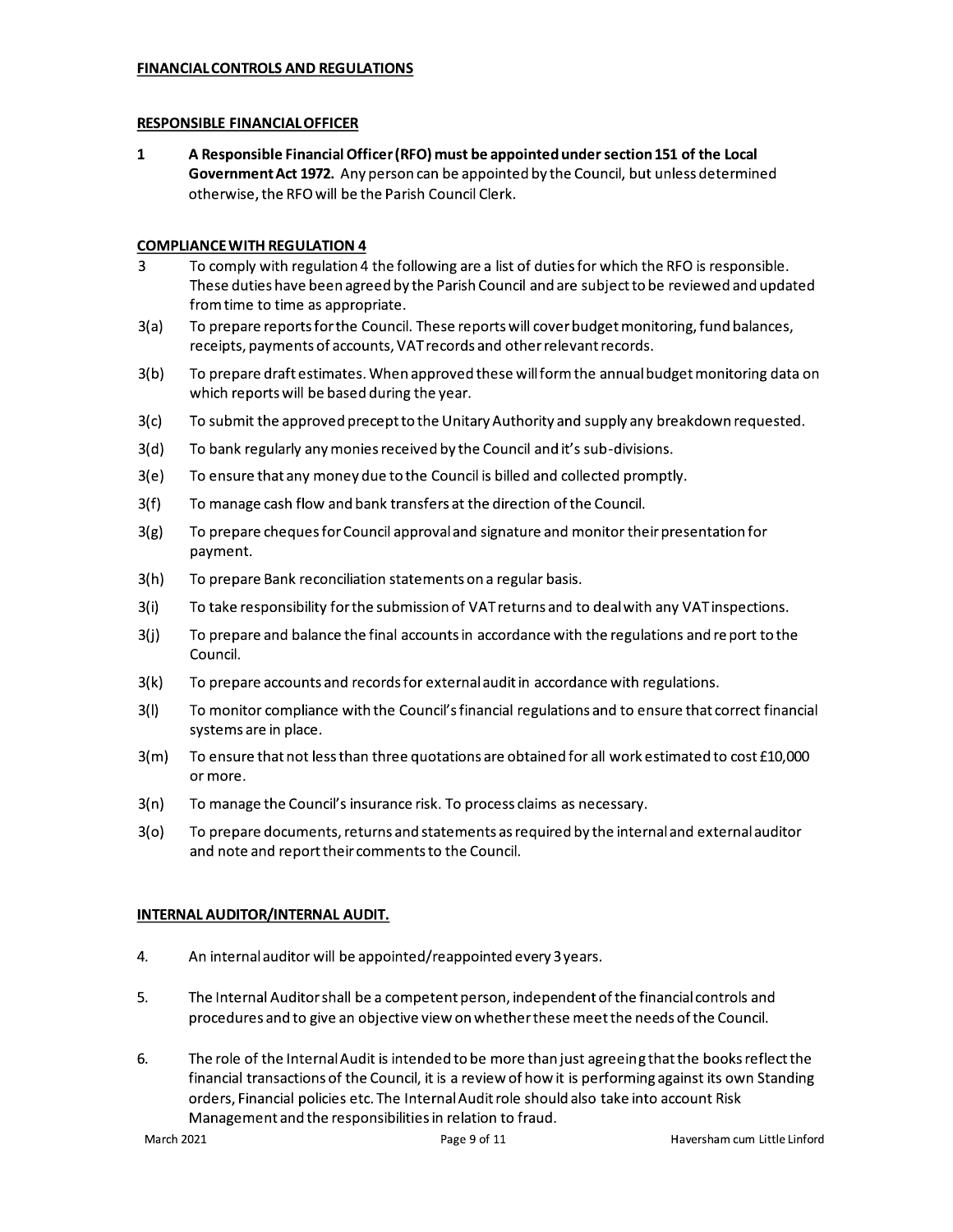**FINANCIAL CONTROLS AND REGULATIONS**

**RESPONSIBLE FINANCIAL OFFICER**

1 **A Responsible Financial Officer (RFO) must be appointed under section 151 of the Local Government Act 1972.** Any person can be appointed by the Council, but unless determined otherwise, the RFO will be the Parish Council Clerk.

**COMPLIANCE WITH REGULATION 4**

3 To comply with regulation 4 the following are a list of duties for which the RFO is responsible. These duties have been agreed by the Parish Council and are subject to be reviewed and updated from time to time as appropriate.

3(a) To prepare reports for the Council. These reports will cover budget monitoring, fund balances, receipts, payments of accounts, VAT records and other relevant records.

3(b) To prepare draft estimates. When approved these will form the annual budget monitoring data on which reports will be based during the year.

3(c) To submit the approved precept to the Unitary Authority and supply any breakdown requested.

3(d) To bank regularly any monies received by the Council and it's sub-divisions.

3(e) To ensure that any money due to the Council is billed and collected promptly.

3(f) To manage cash flow and bank transfers at the direction of the Council.

3(g) To prepare cheques for Council approval and signature and monitor their presentation for payment.

3(h) To prepare Bank reconciliation statements on a regular basis.

3(i) To take responsibility for the submission of VAT returns and to deal with any VAT inspections.

3(j) To prepare and balance the final accounts in accordance with the regulations and re port to the Council.

3(k) To prepare accounts and records for external audit in accordance with regulations.

3(l) To monitor compliance with the Council's financial regulations and to ensure that correct financial systems are in place.

3(m) To ensure that not less than three quotations are obtained for all work estimated to cost £10,000 or more.

3(n) To manage the Council's insurance risk. To process claims as necessary.

3(o) To prepare documents, returns and statements as required by the internal and external auditor and note and report their comments to the Council.

**INTERNAL AUDITOR/INTERNAL AUDIT.**

4. An internal auditor will be appointed/reappointed every 3 years.

5. The Internal Auditor shall be a competent person, independent of the financial controls and procedures and to give an objective view on whether these meet the needs of the Council.

6. The role of the Internal Audit is intended to be more than just agreeing that the books reflect the financial transactions of the Council, it is a review of how it is performing against its own Standing orders, Financial policies etc. The Internal Audit role should also take into account Risk Management and the responsibilities in relation to fraud.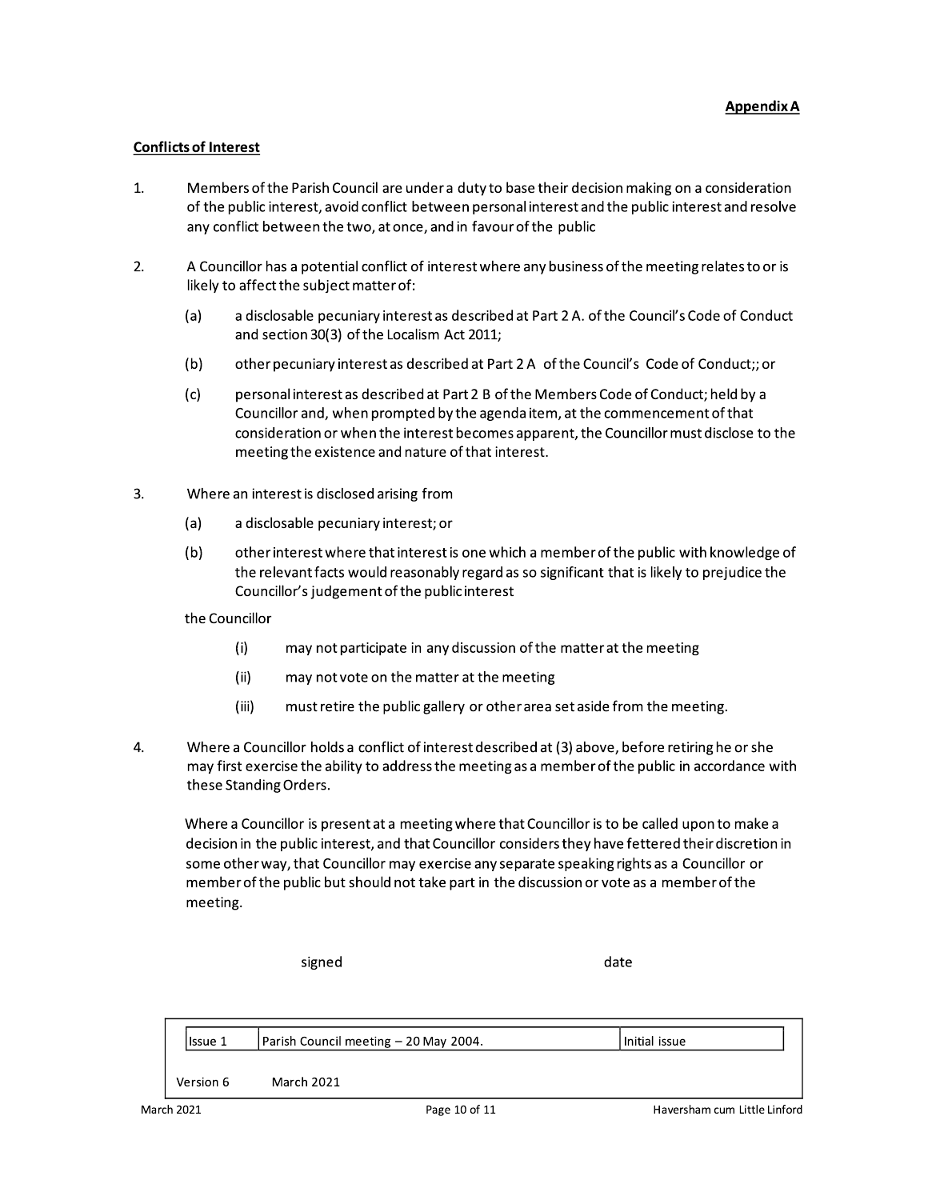**Appendix A**

**Conflicts of Interest**

1. Members of the Parish Council are under a duty to base their decision making on a consideration of the public interest, avoid conflict between personal interest and the public interest and resolve any conflict between the two, at once, and in favour of the public

2. A Councillor has a potential conflict of interest where any business of the meeting relates to or is likely to affect the subject matter of:

   (a) a disclosable pecuniary interest as described at Part 2 A. of the Council's Code of Conduct and section 30(3) of the Localism Act 2011;

   (b) other pecuniary interest as described at Part 2 A of the Council's Code of Conduct;; or

   (c) personal interest as described at Part 2 B of the Members Code of Conduct; held by a Councillor and, when prompted by the agenda item, at the commencement of that consideration or when the interest becomes apparent, the Councillor must disclose to the meeting the existence and nature of that interest.

3. Where an interest is disclosed arising from

   (a) a disclosable pecuniary interest; or

   (b) other interest where that interest is one which a member of the public with knowledge of the relevant facts would reasonably regard as so significant that is likely to prejudice the Councillor's judgement of the public interest

   the Councillor

   (i) may not participate in any discussion of the matter at the meeting

   (ii) may not vote on the matter at the meeting

   (iii) must retire the public gallery or other area set aside from the meeting.

4. Where a Councillor holds a conflict of interest described at (3) above, before retiring he or she may first exercise the ability to address the meeting as a member of the public in accordance with these Standing Orders.

   Where a Councillor is present at a meeting where that Councillor is to be called upon to make a decision in the public interest, and that Councillor considers they have fettered their discretion in some other way, that Councillor may exercise any separate speaking rights as a Councillor or member of the public but should not take part in the discussion or vote as a member of the meeting.

signed date

| | | |
|---|---|---|
| Issue 1 | Parish Council meeting – 20 May 2004. | Initial issue |

Version 6 March 2021